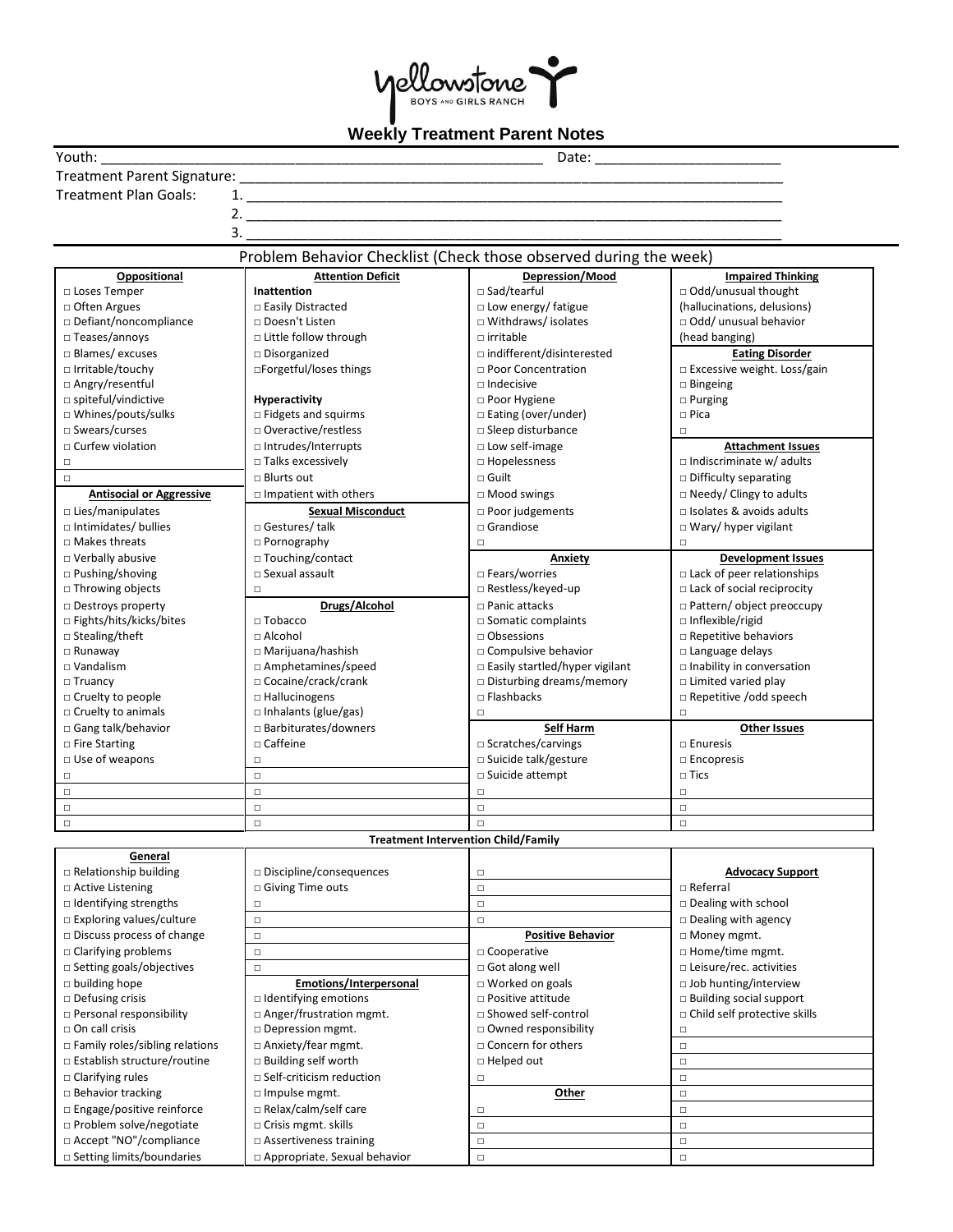Yellowstone BOYS AND GIRLS RANCH

# Weekly Treatment Parent Notes

Youth: ________________________________________________ Date: ______________________

Treatment Parent Signature: ______________________________________________________________

Treatment Plan Goals: 1. ______________________________________________________________

2. ______________________________________________________________

3. ______________________________________________________________

## Problem Behavior Checklist (Check those observed during the week)

| Oppositional | Attention Deficit | Depression/Mood | Impaired Thinking |
|---|---|---|---|
| □ Loses Temper | **Inattention** | □ Sad/tearful | □ Odd/unusual thought (hallucinations, delusions) |
| □ Often Argues | □ Easily Distracted | □ Low energy/ fatigue | □ Odd/ unusual behavior (head banging) |
| □ Defiant/noncompliance | □ Doesn't Listen | □ Withdraws/ isolates | |
| □ Teases/annoys | □ Little follow through | □ irritable | |
| □ Blames/ excuses | □ Disorganized | □ indifferent/disinterested | **Eating Disorder** |
| □ Irritable/touchy | □Forgetful/loses things | □ Poor Concentration | □ Excessive weight. Loss/gain |
| □ Angry/resentful | | □ Indecisive | □ Bingeing |
| □ spiteful/vindictive | **Hyperactivity** | □ Poor Hygiene | □ Purging |
| □ Whines/pouts/sulks | □ Fidgets and squirms | □ Eating (over/under) | □ Pica |
| □ Swears/curses | □ Overactive/restless | □ Sleep disturbance | □ |
| □ Curfew violation | □ Intrudes/Interrupts | □ Low self-image | **Attachment Issues** |
| □ | □ Talks excessively | □ Hopelessness | □ Indiscriminate w/ adults |
| □ | □ Blurts out | □ Guilt | □ Difficulty separating |
| **Antisocial or Aggressive** | □ Impatient with others | □ Mood swings | □ Needy/ Clingy to adults |
| □ Lies/manipulates | **Sexual Misconduct** | □ Poor judgements | □ Isolates & avoids adults |
| □ Intimidates/ bullies | □ Gestures/ talk | □ Grandiose | □ Wary/ hyper vigilant |
| □ Makes threats | □ Pornography | □ | □ |
| □ Verbally abusive | □ Touching/contact | **Anxiety** | **Development Issues** |
| □ Pushing/shoving | □ Sexual assault | □ Fears/worries | □ Lack of peer relationships |
| □ Throwing objects | □ | □ Restless/keyed-up | □ Lack of social reciprocity |
| □ Destroys property | **Drugs/Alcohol** | □ Panic attacks | □ Pattern/ object preoccupy |
| □ Fights/hits/kicks/bites | □ Tobacco | □ Somatic complaints | □ Inflexible/rigid |
| □ Stealing/theft | □ Alcohol | □ Obsessions | □ Repetitive behaviors |
| □ Runaway | □ Marijuana/hashish | □ Compulsive behavior | □ Language delays |
| □ Vandalism | □ Amphetamines/speed | □ Easily startled/hyper vigilant | □ Inability in conversation |
| □ Truancy | □ Cocaine/crack/crank | □ Disturbing dreams/memory | □ Limited varied play |
| □ Cruelty to people | □ Hallucinogens | □ Flashbacks | □ Repetitive /odd speech |
| □ Cruelty to animals | □ Inhalants (glue/gas) | □ | □ |
| □ Gang talk/behavior | □ Barbiturates/downers | **Self Harm** | **Other Issues** |
| □ Fire Starting | □ Caffeine | □ Scratches/carvings | □ Enuresis |
| □ Use of weapons | □ | □ Suicide talk/gesture | □ Encopresis |
| □ | □ | □ Suicide attempt | □ Tics |
| □ | □ | □ | □ |
| □ | □ | □ | □ |
| □ | □ | □ | □ |

## Treatment Intervention Child/Family

| General | | | |
|---|---|---|---|
| □ Relationship building | □ Discipline/consequences | □ | **Advocacy Support** |
| □ Active Listening | □ Giving Time outs | □ | □ Referral |
| □ Identifying strengths | □ | □ | □ Dealing with school |
| □ Exploring values/culture | □ | □ | □ Dealing with agency |
| □ Discuss process of change | □ | **Positive Behavior** | □ Money mgmt. |
| □ Clarifying problems | □ | □ Cooperative | □ Home/time mgmt. |
| □ Setting goals/objectives | □ | □ Got along well | □ Leisure/rec. activities |
| □ building hope | **Emotions/Interpersonal** | □ Worked on goals | □ Job hunting/interview |
| □ Defusing crisis | □ Identifying emotions | □ Positive attitude | □ Building social support |
| □ Personal responsibility | □ Anger/frustration mgmt. | □ Showed self-control | □ Child self protective skills |
| □ On call crisis | □ Depression mgmt. | □ Owned responsibility | □ |
| □ Family roles/sibling relations | □ Anxiety/fear mgmt. | □ Concern for others | □ |
| □ Establish structure/routine | □ Building self worth | □ Helped out | □ |
| □ Clarifying rules | □ Self-criticism reduction | □ | □ |
| □ Behavior tracking | □ Impulse mgmt. | **Other** | □ |
| □ Engage/positive reinforce | □ Relax/calm/self care | □ | □ |
| □ Problem solve/negotiate | □ Crisis mgmt. skills | □ | □ |
| □ Accept "NO"/compliance | □ Assertiveness training | □ | □ |
| □ Setting limits/boundaries | □ Appropriate. Sexual behavior | □ | □ |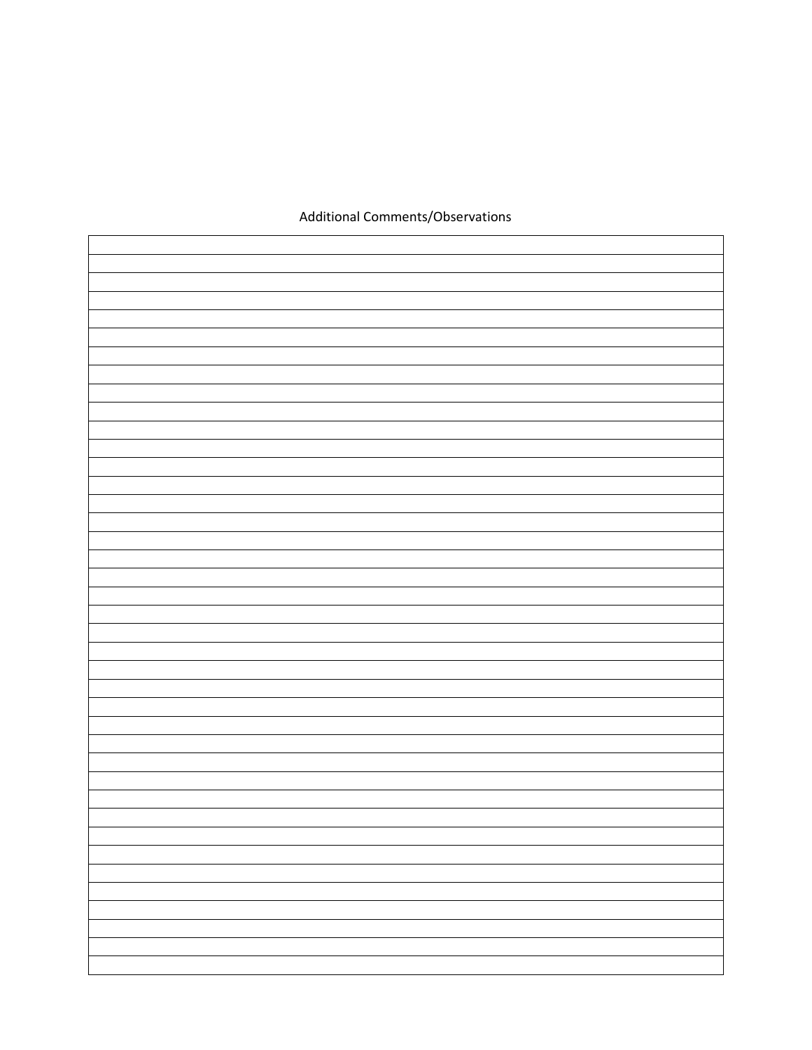Additional Comments/Observations

| |
|---|
| |
| |
| |
| |
| |
| |
| |
| |
| |
| |
| |
| |
| |
| |
| |
| |
| |
| |
| |
| |
| |
| |
| |
| |
| |
| |
| |
| |
| |
| |
| |
| |
| |
| |
| |
| |
| |
| |